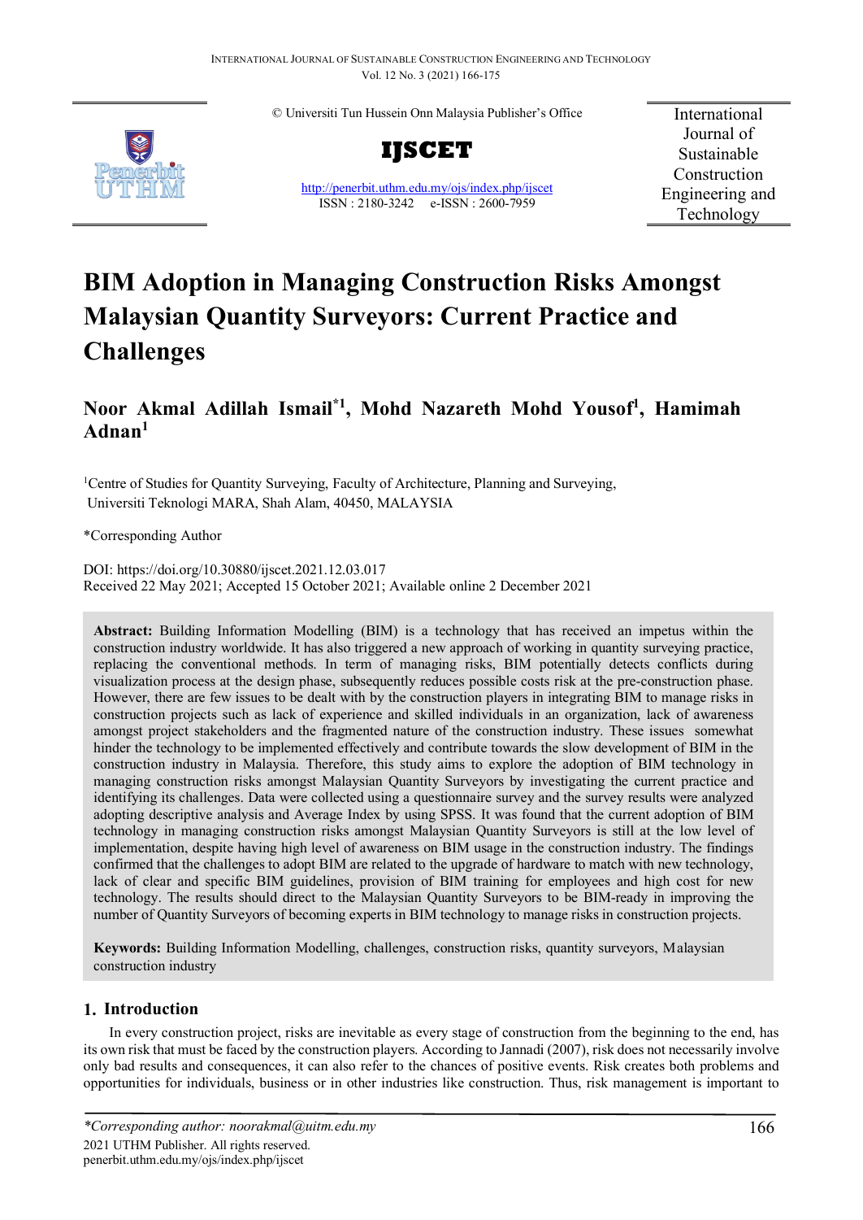© Universiti Tun Hussein Onn Malaysia Publisher's Office

**IJSCET**

http://penerbit.uthm.edu.my/ojs/index.php/ijscet
ISSN : 2180-3242 e-ISSN : 2600-7959

International Journal of Sustainable Construction Engineering and Technology

# BIM Adoption in Managing Construction Risks Amongst Malaysian Quantity Surveyors: Current Practice and Challenges

**Noor Akmal Adillah Ismail[*1], Mohd Nazareth Mohd Yousof[1], Hamimah Adnan[1]**

[1]Centre of Studies for Quantity Surveying, Faculty of Architecture, Planning and Surveying, Universiti Teknologi MARA, Shah Alam, 40450, MALAYSIA

*Corresponding Author

DOI: https://doi.org/10.30880/ijscet.2021.12.03.017
Received 22 May 2021; Accepted 15 October 2021; Available online 2 December 2021

**Abstract:** Building Information Modelling (BIM) is a technology that has received an impetus within the construction industry worldwide. It has also triggered a new approach of working in quantity surveying practice, replacing the conventional methods. In term of managing risks, BIM potentially detects conflicts during visualization process at the design phase, subsequently reduces possible costs risk at the pre-construction phase. However, there are few issues to be dealt with by the construction players in integrating BIM to manage risks in construction projects such as lack of experience and skilled individuals in an organization, lack of awareness amongst project stakeholders and the fragmented nature of the construction industry. These issues somewhat hinder the technology to be implemented effectively and contribute towards the slow development of BIM in the construction industry in Malaysia. Therefore, this study aims to explore the adoption of BIM technology in managing construction risks amongst Malaysian Quantity Surveyors by investigating the current practice and identifying its challenges. Data were collected using a questionnaire survey and the survey results were analyzed adopting descriptive analysis and Average Index by using SPSS. It was found that the current adoption of BIM technology in managing construction risks amongst Malaysian Quantity Surveyors is still at the low level of implementation, despite having high level of awareness on BIM usage in the construction industry. The findings confirmed that the challenges to adopt BIM are related to the upgrade of hardware to match with new technology, lack of clear and specific BIM guidelines, provision of BIM training for employees and high cost for new technology. The results should direct to the Malaysian Quantity Surveyors to be BIM-ready in improving the number of Quantity Surveyors of becoming experts in BIM technology to manage risks in construction projects.

**Keywords:** Building Information Modelling, challenges, construction risks, quantity surveyors, Malaysian construction industry

## 1. Introduction

In every construction project, risks are inevitable as every stage of construction from the beginning to the end, has its own risk that must be faced by the construction players. According to Jannadi (2007), risk does not necessarily involve only bad results and consequences, it can also refer to the chances of positive events. Risk creates both problems and opportunities for individuals, business or in other industries like construction. Thus, risk management is important to

*Corresponding author: noorakmal@uitm.edu.my
2021 UTHM Publisher. All rights reserved.
penerbit.uthm.edu.my/ojs/index.php/ijscet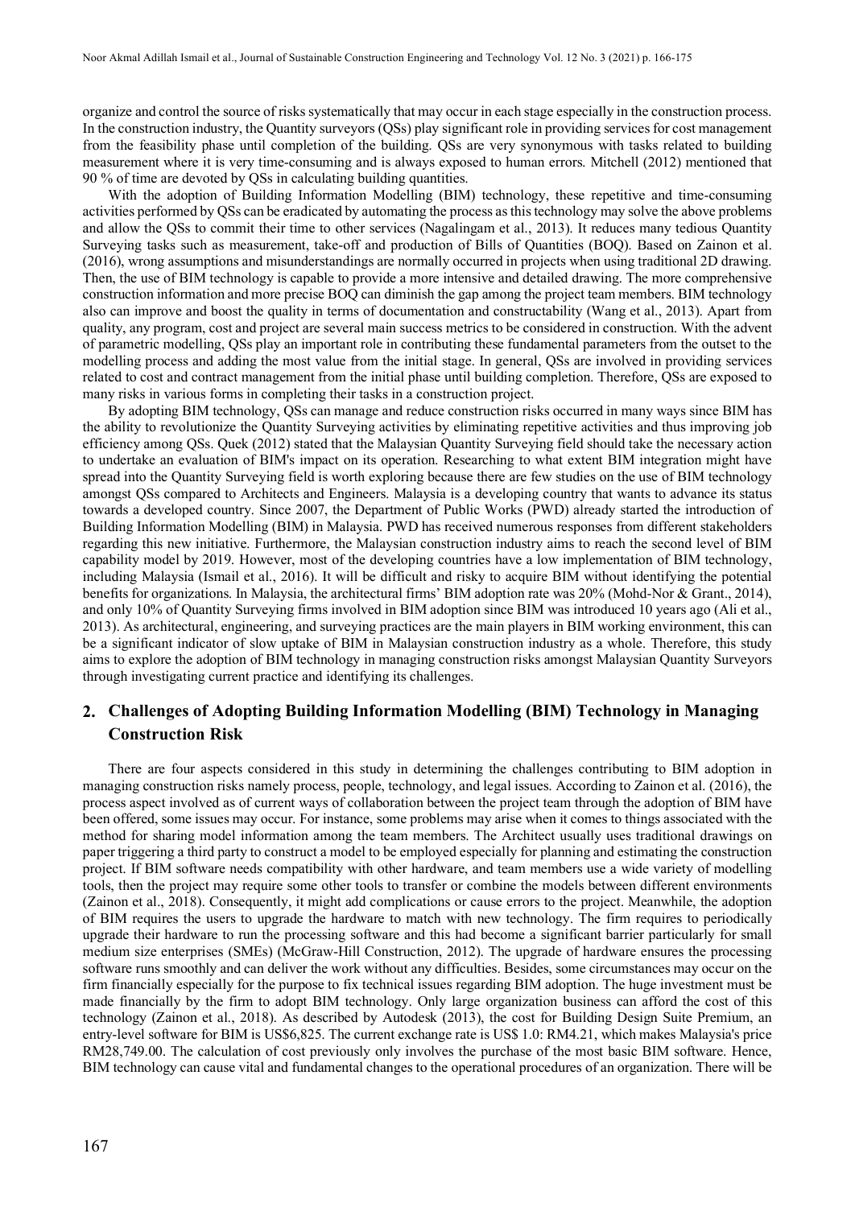organize and control the source of risks systematically that may occur in each stage especially in the construction process. In the construction industry, the Quantity surveyors (QSs) play significant role in providing services for cost management from the feasibility phase until completion of the building. QSs are very synonymous with tasks related to building measurement where it is very time-consuming and is always exposed to human errors. Mitchell (2012) mentioned that 90 % of time are devoted by QSs in calculating building quantities.

With the adoption of Building Information Modelling (BIM) technology, these repetitive and time-consuming activities performed by QSs can be eradicated by automating the process as this technology may solve the above problems and allow the QSs to commit their time to other services (Nagalingam et al., 2013). It reduces many tedious Quantity Surveying tasks such as measurement, take-off and production of Bills of Quantities (BOQ). Based on Zainon et al. (2016), wrong assumptions and misunderstandings are normally occurred in projects when using traditional 2D drawing. Then, the use of BIM technology is capable to provide a more intensive and detailed drawing. The more comprehensive construction information and more precise BOQ can diminish the gap among the project team members. BIM technology also can improve and boost the quality in terms of documentation and constructability (Wang et al., 2013). Apart from quality, any program, cost and project are several main success metrics to be considered in construction. With the advent of parametric modelling, QSs play an important role in contributing these fundamental parameters from the outset to the modelling process and adding the most value from the initial stage. In general, QSs are involved in providing services related to cost and contract management from the initial phase until building completion. Therefore, QSs are exposed to many risks in various forms in completing their tasks in a construction project.

By adopting BIM technology, QSs can manage and reduce construction risks occurred in many ways since BIM has the ability to revolutionize the Quantity Surveying activities by eliminating repetitive activities and thus improving job efficiency among QSs. Quek (2012) stated that the Malaysian Quantity Surveying field should take the necessary action to undertake an evaluation of BIM's impact on its operation. Researching to what extent BIM integration might have spread into the Quantity Surveying field is worth exploring because there are few studies on the use of BIM technology amongst QSs compared to Architects and Engineers. Malaysia is a developing country that wants to advance its status towards a developed country. Since 2007, the Department of Public Works (PWD) already started the introduction of Building Information Modelling (BIM) in Malaysia. PWD has received numerous responses from different stakeholders regarding this new initiative. Furthermore, the Malaysian construction industry aims to reach the second level of BIM capability model by 2019. However, most of the developing countries have a low implementation of BIM technology, including Malaysia (Ismail et al., 2016). It will be difficult and risky to acquire BIM without identifying the potential benefits for organizations. In Malaysia, the architectural firms' BIM adoption rate was 20% (Mohd-Nor & Grant., 2014), and only 10% of Quantity Surveying firms involved in BIM adoption since BIM was introduced 10 years ago (Ali et al., 2013). As architectural, engineering, and surveying practices are the main players in BIM working environment, this can be a significant indicator of slow uptake of BIM in Malaysian construction industry as a whole. Therefore, this study aims to explore the adoption of BIM technology in managing construction risks amongst Malaysian Quantity Surveyors through investigating current practice and identifying its challenges.

## 2. Challenges of Adopting Building Information Modelling (BIM) Technology in Managing Construction Risk

There are four aspects considered in this study in determining the challenges contributing to BIM adoption in managing construction risks namely process, people, technology, and legal issues. According to Zainon et al. (2016), the process aspect involved as of current ways of collaboration between the project team through the adoption of BIM have been offered, some issues may occur. For instance, some problems may arise when it comes to things associated with the method for sharing model information among the team members. The Architect usually uses traditional drawings on paper triggering a third party to construct a model to be employed especially for planning and estimating the construction project. If BIM software needs compatibility with other hardware, and team members use a wide variety of modelling tools, then the project may require some other tools to transfer or combine the models between different environments (Zainon et al., 2018). Consequently, it might add complications or cause errors to the project. Meanwhile, the adoption of BIM requires the users to upgrade the hardware to match with new technology. The firm requires to periodically upgrade their hardware to run the processing software and this had become a significant barrier particularly for small medium size enterprises (SMEs) (McGraw-Hill Construction, 2012). The upgrade of hardware ensures the processing software runs smoothly and can deliver the work without any difficulties. Besides, some circumstances may occur on the firm financially especially for the purpose to fix technical issues regarding BIM adoption. The huge investment must be made financially by the firm to adopt BIM technology. Only large organization business can afford the cost of this technology (Zainon et al., 2018). As described by Autodesk (2013), the cost for Building Design Suite Premium, an entry-level software for BIM is US$6,825. The current exchange rate is US$ 1.0: RM4.21, which makes Malaysia's price RM28,749.00. The calculation of cost previously only involves the purchase of the most basic BIM software. Hence, BIM technology can cause vital and fundamental changes to the operational procedures of an organization. There will be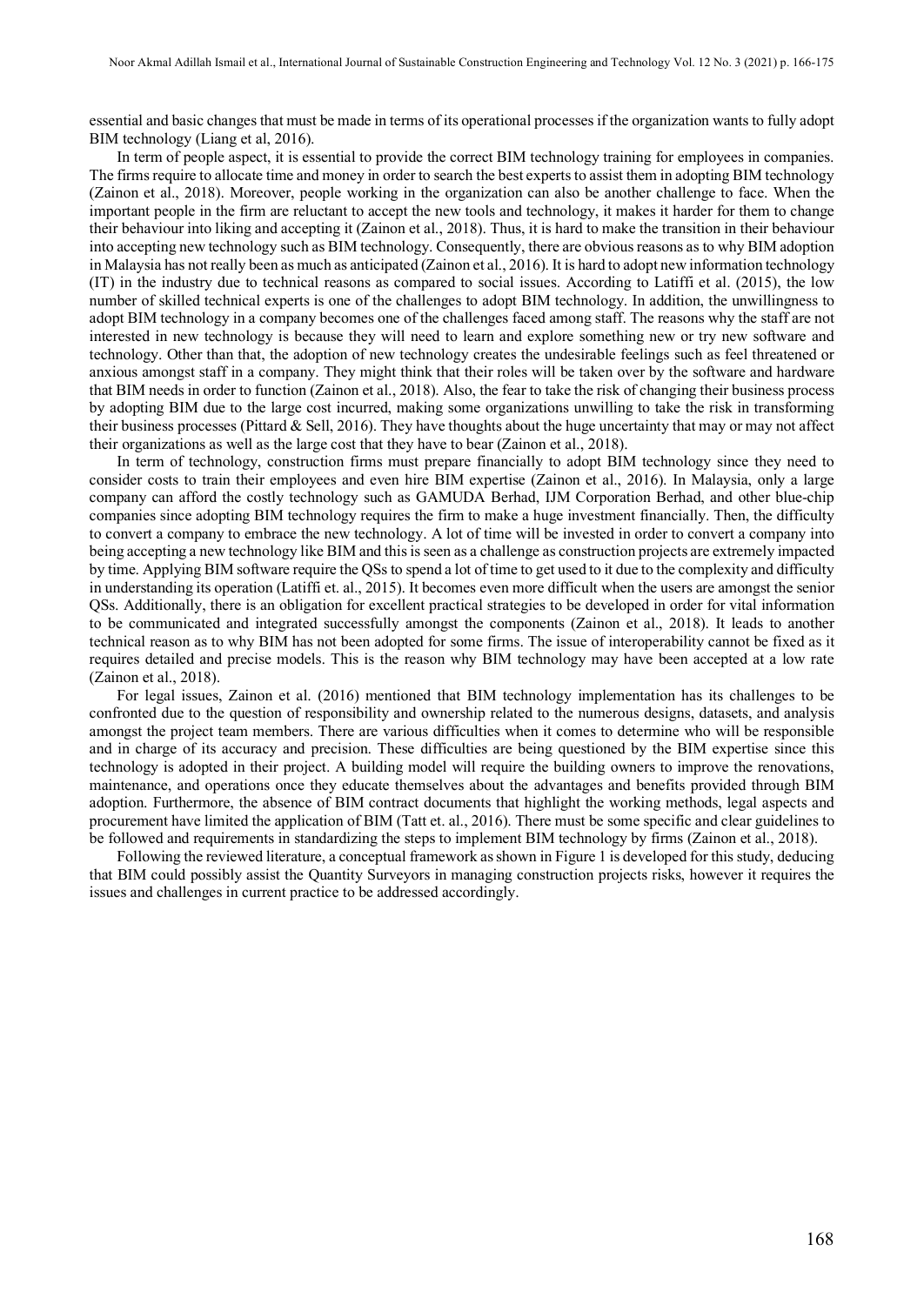essential and basic changes that must be made in terms of its operational processes if the organization wants to fully adopt BIM technology (Liang et al, 2016).

In term of people aspect, it is essential to provide the correct BIM technology training for employees in companies. The firms require to allocate time and money in order to search the best experts to assist them in adopting BIM technology (Zainon et al., 2018). Moreover, people working in the organization can also be another challenge to face. When the important people in the firm are reluctant to accept the new tools and technology, it makes it harder for them to change their behaviour into liking and accepting it (Zainon et al., 2018). Thus, it is hard to make the transition in their behaviour into accepting new technology such as BIM technology. Consequently, there are obvious reasons as to why BIM adoption in Malaysia has not really been as much as anticipated (Zainon et al., 2016). It is hard to adopt new information technology (IT) in the industry due to technical reasons as compared to social issues. According to Latiffi et al. (2015), the low number of skilled technical experts is one of the challenges to adopt BIM technology. In addition, the unwillingness to adopt BIM technology in a company becomes one of the challenges faced among staff. The reasons why the staff are not interested in new technology is because they will need to learn and explore something new or try new software and technology. Other than that, the adoption of new technology creates the undesirable feelings such as feel threatened or anxious amongst staff in a company. They might think that their roles will be taken over by the software and hardware that BIM needs in order to function (Zainon et al., 2018). Also, the fear to take the risk of changing their business process by adopting BIM due to the large cost incurred, making some organizations unwilling to take the risk in transforming their business processes (Pittard & Sell, 2016). They have thoughts about the huge uncertainty that may or may not affect their organizations as well as the large cost that they have to bear (Zainon et al., 2018).

In term of technology, construction firms must prepare financially to adopt BIM technology since they need to consider costs to train their employees and even hire BIM expertise (Zainon et al., 2016). In Malaysia, only a large company can afford the costly technology such as GAMUDA Berhad, IJM Corporation Berhad, and other blue-chip companies since adopting BIM technology requires the firm to make a huge investment financially. Then, the difficulty to convert a company to embrace the new technology. A lot of time will be invested in order to convert a company into being accepting a new technology like BIM and this is seen as a challenge as construction projects are extremely impacted by time. Applying BIM software require the QSs to spend a lot of time to get used to it due to the complexity and difficulty in understanding its operation (Latiffi et. al., 2015). It becomes even more difficult when the users are amongst the senior QSs. Additionally, there is an obligation for excellent practical strategies to be developed in order for vital information to be communicated and integrated successfully amongst the components (Zainon et al., 2018). It leads to another technical reason as to why BIM has not been adopted for some firms. The issue of interoperability cannot be fixed as it requires detailed and precise models. This is the reason why BIM technology may have been accepted at a low rate (Zainon et al., 2018).

For legal issues, Zainon et al. (2016) mentioned that BIM technology implementation has its challenges to be confronted due to the question of responsibility and ownership related to the numerous designs, datasets, and analysis amongst the project team members. There are various difficulties when it comes to determine who will be responsible and in charge of its accuracy and precision. These difficulties are being questioned by the BIM expertise since this technology is adopted in their project. A building model will require the building owners to improve the renovations, maintenance, and operations once they educate themselves about the advantages and benefits provided through BIM adoption. Furthermore, the absence of BIM contract documents that highlight the working methods, legal aspects and procurement have limited the application of BIM (Tatt et. al., 2016). There must be some specific and clear guidelines to be followed and requirements in standardizing the steps to implement BIM technology by firms (Zainon et al., 2018).

Following the reviewed literature, a conceptual framework as shown in Figure 1 is developed for this study, deducing that BIM could possibly assist the Quantity Surveyors in managing construction projects risks, however it requires the issues and challenges in current practice to be addressed accordingly.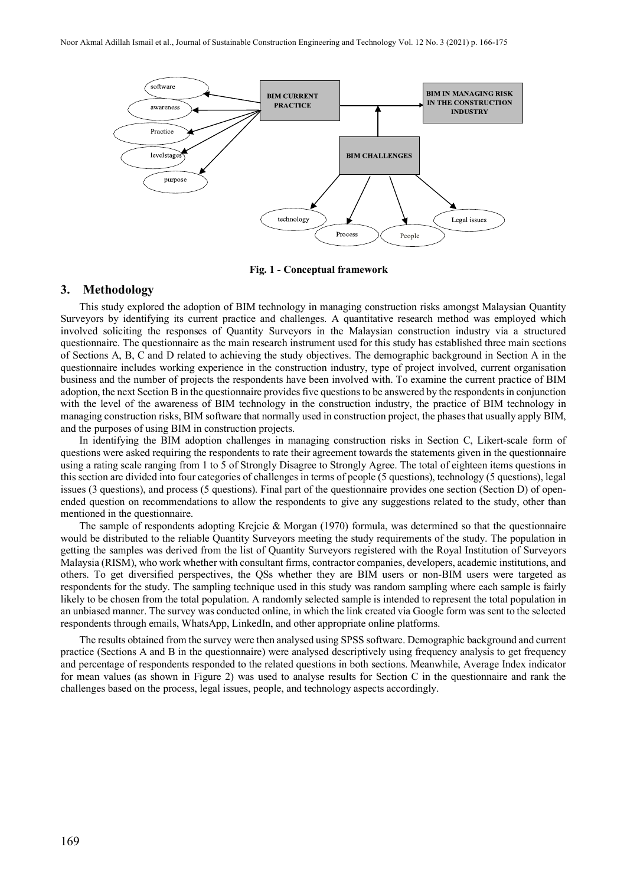Fig. 1 - Conceptual framework

## 3. Methodology

This study explored the adoption of BIM technology in managing construction risks amongst Malaysian Quantity Surveyors by identifying its current practice and challenges. A quantitative research method was employed which involved soliciting the responses of Quantity Surveyors in the Malaysian construction industry via a structured questionnaire. The questionnaire as the main research instrument used for this study has established three main sections of Sections A, B, C and D related to achieving the study objectives. The demographic background in Section A in the questionnaire includes working experience in the construction industry, type of project involved, current organisation business and the number of projects the respondents have been involved with. To examine the current practice of BIM adoption, the next Section B in the questionnaire provides five questions to be answered by the respondents in conjunction with the level of the awareness of BIM technology in the construction industry, the practice of BIM technology in managing construction risks, BIM software that normally used in construction project, the phases that usually apply BIM, and the purposes of using BIM in construction projects.

In identifying the BIM adoption challenges in managing construction risks in Section C, Likert-scale form of questions were asked requiring the respondents to rate their agreement towards the statements given in the questionnaire using a rating scale ranging from 1 to 5 of Strongly Disagree to Strongly Agree. The total of eighteen items questions in this section are divided into four categories of challenges in terms of people (5 questions), technology (5 questions), legal issues (3 questions), and process (5 questions). Final part of the questionnaire provides one section (Section D) of open-ended question on recommendations to allow the respondents to give any suggestions related to the study, other than mentioned in the questionnaire.

The sample of respondents adopting Krejcie & Morgan (1970) formula, was determined so that the questionnaire would be distributed to the reliable Quantity Surveyors meeting the study requirements of the study. The population in getting the samples was derived from the list of Quantity Surveyors registered with the Royal Institution of Surveyors Malaysia (RISM), who work whether with consultant firms, contractor companies, developers, academic institutions, and others. To get diversified perspectives, the QSs whether they are BIM users or non-BIM users were targeted as respondents for the study. The sampling technique used in this study was random sampling where each sample is fairly likely to be chosen from the total population. A randomly selected sample is intended to represent the total population in an unbiased manner. The survey was conducted online, in which the link created via Google form was sent to the selected respondents through emails, WhatsApp, LinkedIn, and other appropriate online platforms.

The results obtained from the survey were then analysed using SPSS software. Demographic background and current practice (Sections A and B in the questionnaire) were analysed descriptively using frequency analysis to get frequency and percentage of respondents responded to the related questions in both sections. Meanwhile, Average Index indicator for mean values (as shown in Figure 2) was used to analyse results for Section C in the questionnaire and rank the challenges based on the process, legal issues, people, and technology aspects accordingly.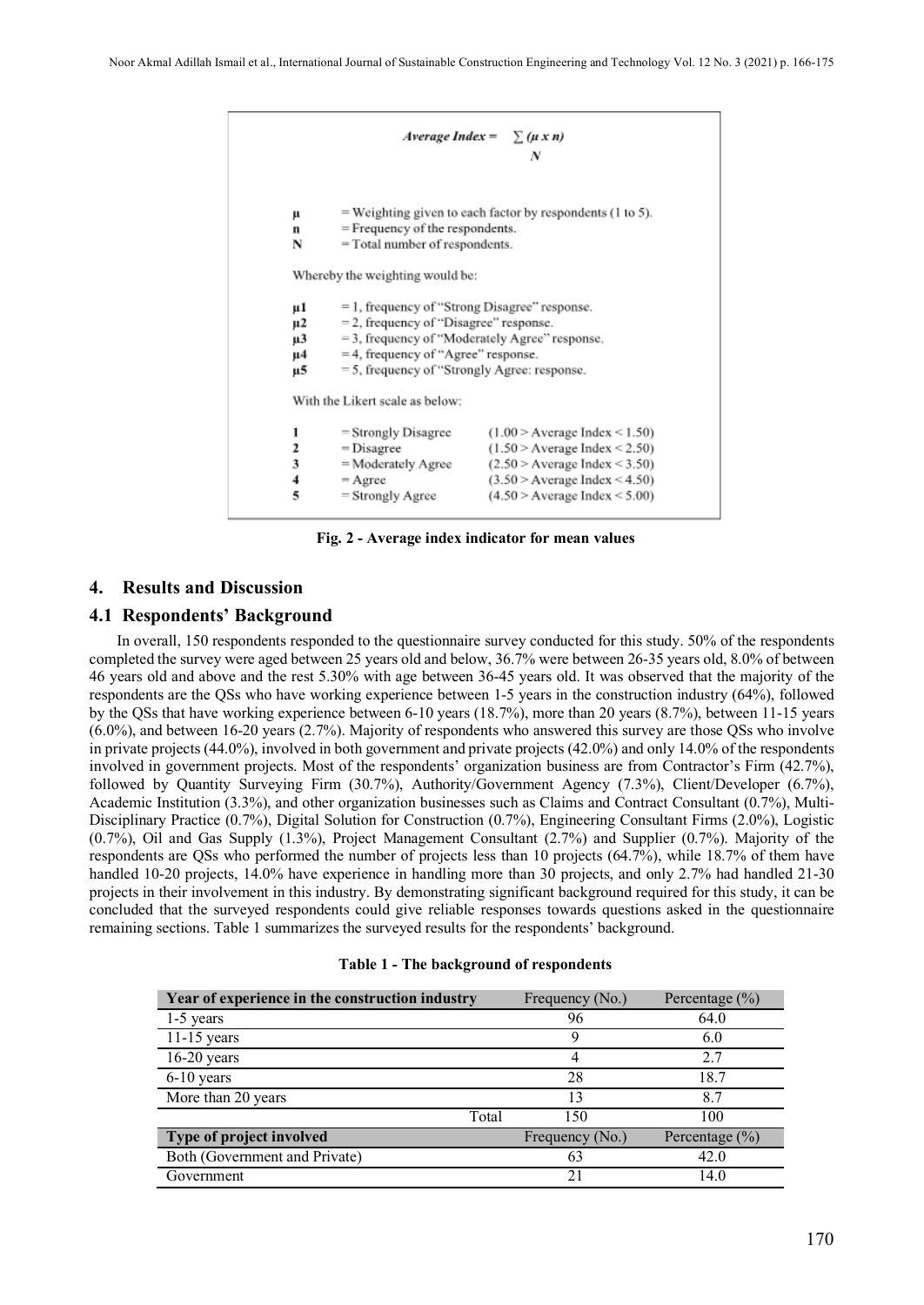$$Average\ Index = \frac{\sum (\mu \times n)}{N}$$

$\mu$ = Weighting given to each factor by respondents (1 to 5).
n = Frequency of the respondents.
N = Total number of respondents.

Whereby the weighting would be:

$\mu1$ = 1, frequency of "Strong Disagree" response.
$\mu2$ = 2, frequency of "Disagree" response.
$\mu3$ = 3, frequency of "Moderately Agree" response.
$\mu4$ = 4, frequency of "Agree" response.
$\mu5$ = 5, frequency of "Strongly Agree: response.

With the Likert scale as below:

| | | |
|---|---|---|
| 1 | = Strongly Disagree | (1.00 > Average Index < 1.50) |
| 2 | = Disagree | (1.50 > Average Index < 2.50) |
| 3 | = Moderately Agree | (2.50 > Average Index < 3.50) |
| 4 | = Agree | (3.50 > Average Index < 4.50) |
| 5 | = Strongly Agree | (4.50 > Average Index < 5.00) |

**Fig. 2 - Average index indicator for mean values**

## 4. Results and Discussion

### 4.1 Respondents' Background

In overall, 150 respondents responded to the questionnaire survey conducted for this study. 50% of the respondents completed the survey were aged between 25 years old and below, 36.7% were between 26-35 years old, 8.0% of between 46 years old and above and the rest 5.30% with age between 36-45 years old. It was observed that the majority of the respondents are the QSs who have working experience between 1-5 years in the construction industry (64%), followed by the QSs that have working experience between 6-10 years (18.7%), more than 20 years (8.7%), between 11-15 years (6.0%), and between 16-20 years (2.7%). Majority of respondents who answered this survey are those QSs who involve in private projects (44.0%), involved in both government and private projects (42.0%) and only 14.0% of the respondents involved in government projects. Most of the respondents' organization business are from Contractor's Firm (42.7%), followed by Quantity Surveying Firm (30.7%), Authority/Government Agency (7.3%), Client/Developer (6.7%), Academic Institution (3.3%), and other organization businesses such as Claims and Contract Consultant (0.7%), Multi-Disciplinary Practice (0.7%), Digital Solution for Construction (0.7%), Engineering Consultant Firms (2.0%), Logistic (0.7%), Oil and Gas Supply (1.3%), Project Management Consultant (2.7%) and Supplier (0.7%). Majority of the respondents are QSs who performed the number of projects less than 10 projects (64.7%), while 18.7% of them have handled 10-20 projects, 14.0% have experience in handling more than 30 projects, and only 2.7% had handled 21-30 projects in their involvement in this industry. By demonstrating significant background required for this study, it can be concluded that the surveyed respondents could give reliable responses towards questions asked in the questionnaire remaining sections. Table 1 summarizes the surveyed results for the respondents' background.

**Table 1 - The background of respondents**

| Year of experience in the construction industry | Frequency (No.) | Percentage (%) |
|---|---|---|
| 1-5 years | 96 | 64.0 |
| 11-15 years | 9 | 6.0 |
| 16-20 years | 4 | 2.7 |
| 6-10 years | 28 | 18.7 |
| More than 20 years | 13 | 8.7 |
| Total | 150 | 100 |
| **Type of project involved** | Frequency (No.) | Percentage (%) |
| Both (Government and Private) | 63 | 42.0 |
| Government | 21 | 14.0 |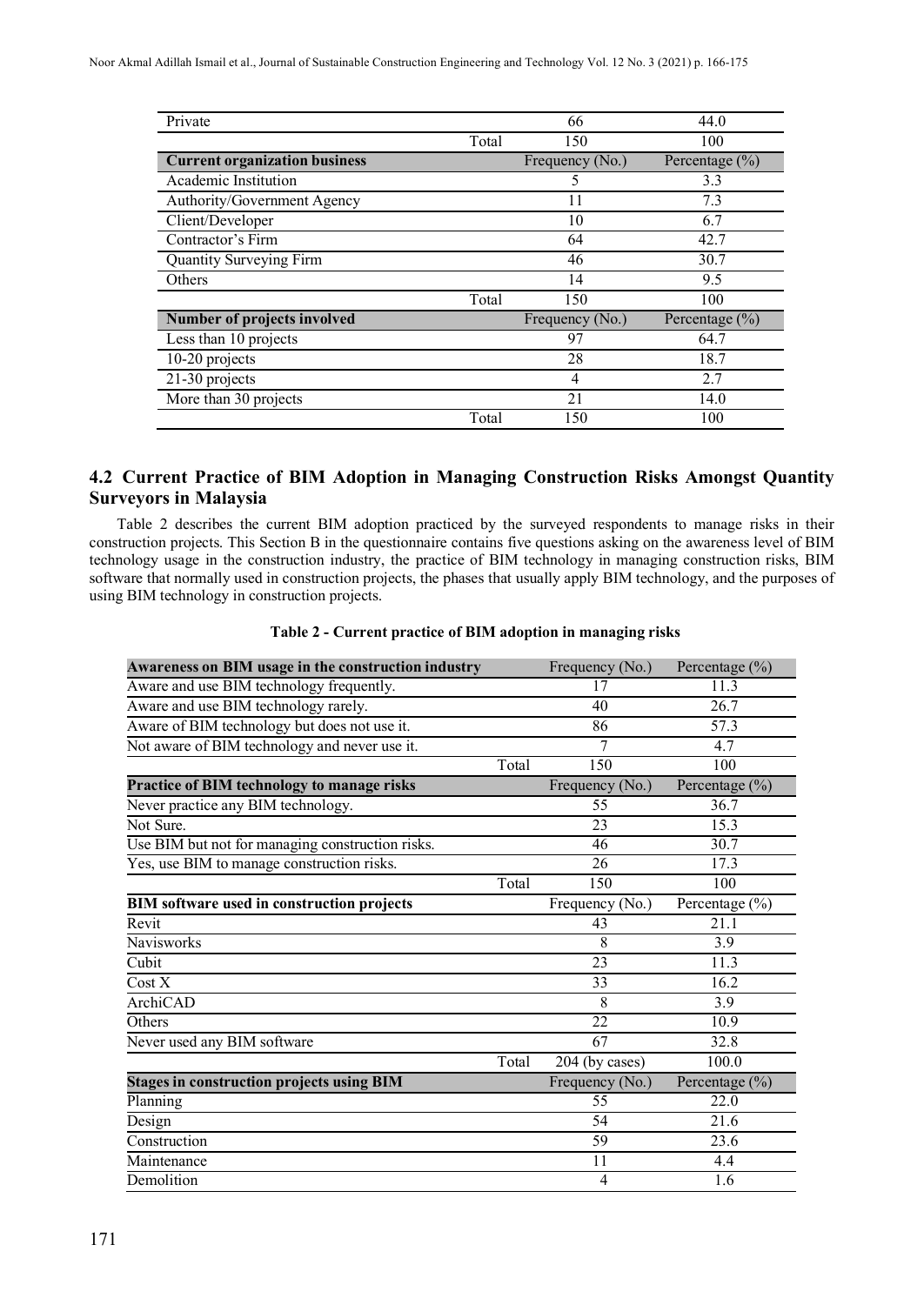| Private | | 66 | 44.0 |
|---|---|---|---|
| | Total | 150 | 100 |
| **Current organization business** | | Frequency (No.) | Percentage (%) |
| Academic Institution | | 5 | 3.3 |
| Authority/Government Agency | | 11 | 7.3 |
| Client/Developer | | 10 | 6.7 |
| Contractor's Firm | | 64 | 42.7 |
| Quantity Surveying Firm | | 46 | 30.7 |
| Others | | 14 | 9.5 |
| | Total | 150 | 100 |
| **Number of projects involved** | | Frequency (No.) | Percentage (%) |
| Less than 10 projects | | 97 | 64.7 |
| 10-20 projects | | 28 | 18.7 |
| 21-30 projects | | 4 | 2.7 |
| More than 30 projects | | 21 | 14.0 |
| | Total | 150 | 100 |

## 4.2 Current Practice of BIM Adoption in Managing Construction Risks Amongst Quantity Surveyors in Malaysia

Table 2 describes the current BIM adoption practiced by the surveyed respondents to manage risks in their construction projects. This Section B in the questionnaire contains five questions asking on the awareness level of BIM technology usage in the construction industry, the practice of BIM technology in managing construction risks, BIM software that normally used in construction projects, the phases that usually apply BIM technology, and the purposes of using BIM technology in construction projects.

**Table 2 - Current practice of BIM adoption in managing risks**

| **Awareness on BIM usage in the construction industry** | | Frequency (No.) | Percentage (%) |
|---|---|---|---|
| Aware and use BIM technology frequently. | | 17 | 11.3 |
| Aware and use BIM technology rarely. | | 40 | 26.7 |
| Aware of BIM technology but does not use it. | | 86 | 57.3 |
| Not aware of BIM technology and never use it. | | 7 | 4.7 |
| | Total | 150 | 100 |
| **Practice of BIM technology to manage risks** | | Frequency (No.) | Percentage (%) |
| Never practice any BIM technology. | | 55 | 36.7 |
| Not Sure. | | 23 | 15.3 |
| Use BIM but not for managing construction risks. | | 46 | 30.7 |
| Yes, use BIM to manage construction risks. | | 26 | 17.3 |
| | Total | 150 | 100 |
| **BIM software used in construction projects** | | Frequency (No.) | Percentage (%) |
| Revit | | 43 | 21.1 |
| Navisworks | | 8 | 3.9 |
| Cubit | | 23 | 11.3 |
| Cost X | | 33 | 16.2 |
| ArchiCAD | | 8 | 3.9 |
| Others | | 22 | 10.9 |
| Never used any BIM software | | 67 | 32.8 |
| | Total | 204 (by cases) | 100.0 |
| **Stages in construction projects using BIM** | | Frequency (No.) | Percentage (%) |
| Planning | | 55 | 22.0 |
| Design | | 54 | 21.6 |
| Construction | | 59 | 23.6 |
| Maintenance | | 11 | 4.4 |
| Demolition | | 4 | 1.6 |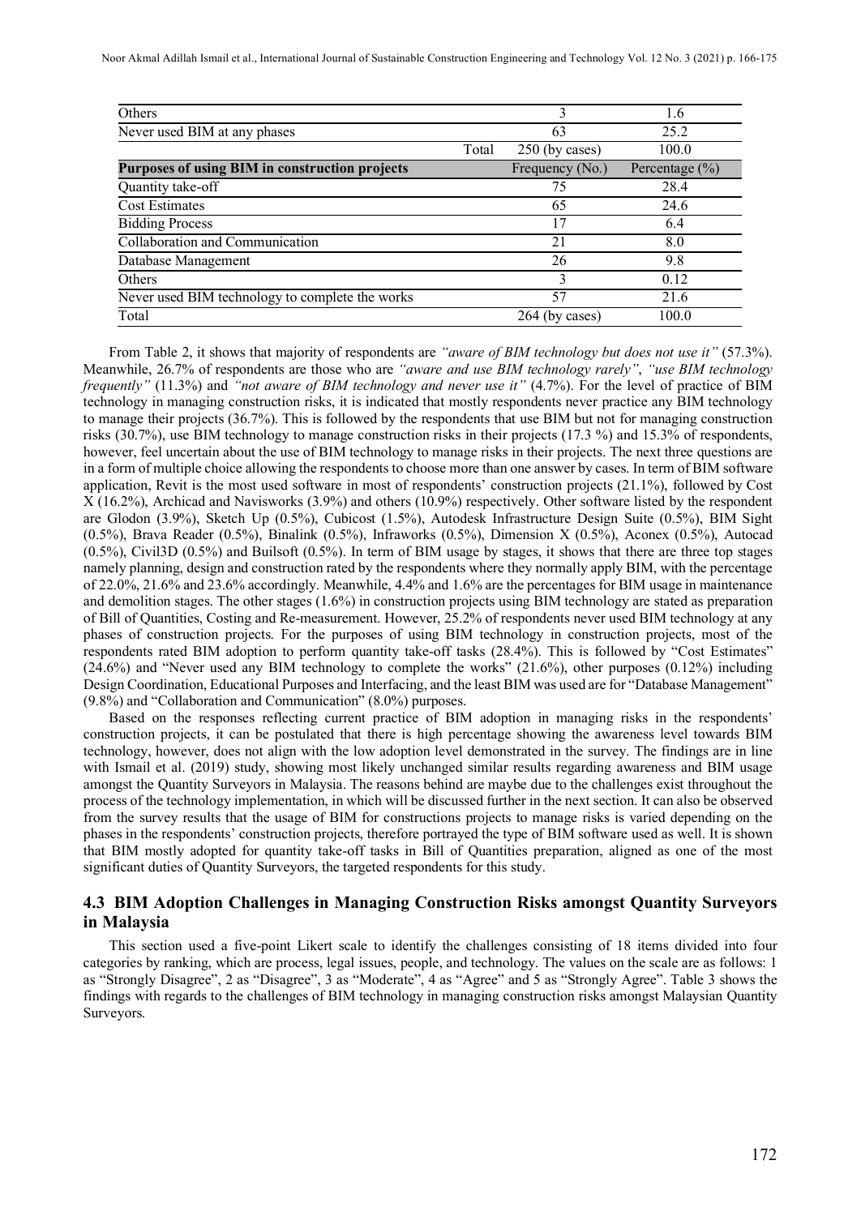| | | | |
|---|---|---|---|
| Others | | 3 | 1.6 |
| Never used BIM at any phases | | 63 | 25.2 |
| | Total | 250 (by cases) | 100.0 |
| **Purposes of using BIM in construction projects** | | Frequency (No.) | Percentage (%) |
| Quantity take-off | | 75 | 28.4 |
| Cost Estimates | | 65 | 24.6 |
| Bidding Process | | 17 | 6.4 |
| Collaboration and Communication | | 21 | 8.0 |
| Database Management | | 26 | 9.8 |
| Others | | 3 | 0.12 |
| Never used BIM technology to complete the works | | 57 | 21.6 |
| Total | | 264 (by cases) | 100.0 |

From Table 2, it shows that majority of respondents are *"aware of BIM technology but does not use it"* (57.3%). Meanwhile, 26.7% of respondents are those who are *"aware and use BIM technology rarely"*, *"use BIM technology frequently"* (11.3%) and *"not aware of BIM technology and never use it"* (4.7%). For the level of practice of BIM technology in managing construction risks, it is indicated that mostly respondents never practice any BIM technology to manage their projects (36.7%). This is followed by the respondents that use BIM but not for managing construction risks (30.7%), use BIM technology to manage construction risks in their projects (17.3 %) and 15.3% of respondents, however, feel uncertain about the use of BIM technology to manage risks in their projects. The next three questions are in a form of multiple choice allowing the respondents to choose more than one answer by cases. In term of BIM software application, Revit is the most used software in most of respondents' construction projects (21.1%), followed by Cost X (16.2%), Archicad and Navisworks (3.9%) and others (10.9%) respectively. Other software listed by the respondent are Glodon (3.9%), Sketch Up (0.5%), Cubicost (1.5%), Autodesk Infrastructure Design Suite (0.5%), BIM Sight (0.5%), Brava Reader (0.5%), Binalink (0.5%), Infraworks (0.5%), Dimension X (0.5%), Aconex (0.5%), Autocad (0.5%), Civil3D (0.5%) and Builsoft (0.5%). In term of BIM usage by stages, it shows that there are three top stages namely planning, design and construction rated by the respondents where they normally apply BIM, with the percentage of 22.0%, 21.6% and 23.6% accordingly. Meanwhile, 4.4% and 1.6% are the percentages for BIM usage in maintenance and demolition stages. The other stages (1.6%) in construction projects using BIM technology are stated as preparation of Bill of Quantities, Costing and Re-measurement. However, 25.2% of respondents never used BIM technology at any phases of construction projects. For the purposes of using BIM technology in construction projects, most of the respondents rated BIM adoption to perform quantity take-off tasks (28.4%). This is followed by "Cost Estimates" (24.6%) and "Never used any BIM technology to complete the works" (21.6%), other purposes (0.12%) including Design Coordination, Educational Purposes and Interfacing, and the least BIM was used are for "Database Management" (9.8%) and "Collaboration and Communication" (8.0%) purposes.

Based on the responses reflecting current practice of BIM adoption in managing risks in the respondents' construction projects, it can be postulated that there is high percentage showing the awareness level towards BIM technology, however, does not align with the low adoption level demonstrated in the survey. The findings are in line with Ismail et al. (2019) study, showing most likely unchanged similar results regarding awareness and BIM usage amongst the Quantity Surveyors in Malaysia. The reasons behind are maybe due to the challenges exist throughout the process of the technology implementation, in which will be discussed further in the next section. It can also be observed from the survey results that the usage of BIM for constructions projects to manage risks is varied depending on the phases in the respondents' construction projects, therefore portrayed the type of BIM software used as well. It is shown that BIM mostly adopted for quantity take-off tasks in Bill of Quantities preparation, aligned as one of the most significant duties of Quantity Surveyors, the targeted respondents for this study.

## 4.3 BIM Adoption Challenges in Managing Construction Risks amongst Quantity Surveyors in Malaysia

This section used a five-point Likert scale to identify the challenges consisting of 18 items divided into four categories by ranking, which are process, legal issues, people, and technology. The values on the scale are as follows: 1 as "Strongly Disagree", 2 as "Disagree", 3 as "Moderate", 4 as "Agree" and 5 as "Strongly Agree". Table 3 shows the findings with regards to the challenges of BIM technology in managing construction risks amongst Malaysian Quantity Surveyors.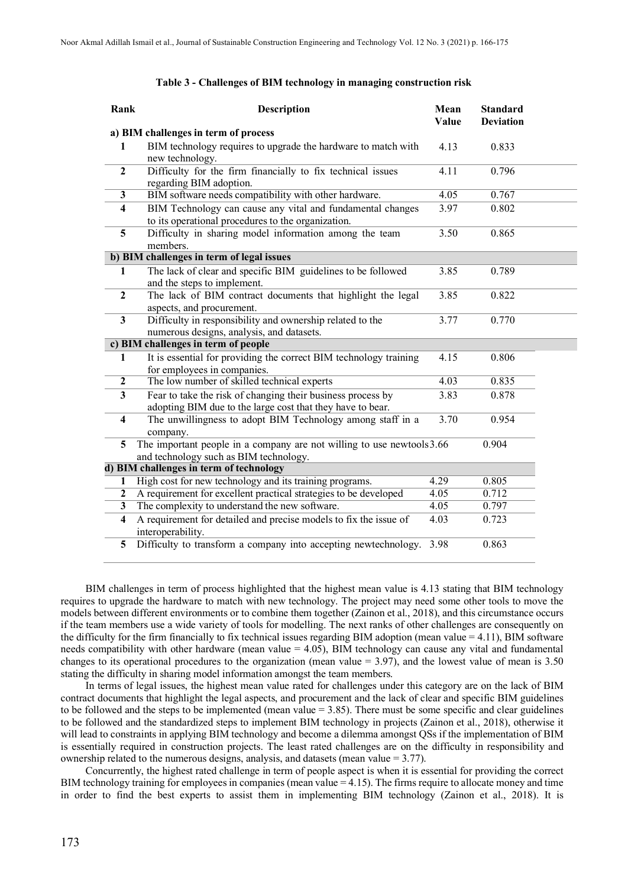**Table 3 - Challenges of BIM technology in managing construction risk**

| Rank | Description | Mean Value | Standard Deviation |
|---|---|---|---|
| **a) BIM challenges in term of process** | | | |
| **1** | BIM technology requires to upgrade the hardware to match with new technology. | 4.13 | 0.833 |
| **2** | Difficulty for the firm financially to fix technical issues regarding BIM adoption. | 4.11 | 0.796 |
| **3** | BIM software needs compatibility with other hardware. | 4.05 | 0.767 |
| **4** | BIM Technology can cause any vital and fundamental changes to its operational procedures to the organization. | 3.97 | 0.802 |
| **5** | Difficulty in sharing model information among the team members. | 3.50 | 0.865 |
| **b) BIM challenges in term of legal issues** | | | |
| **1** | The lack of clear and specific BIM guidelines to be followed and the steps to implement. | 3.85 | 0.789 |
| **2** | The lack of BIM contract documents that highlight the legal aspects, and procurement. | 3.85 | 0.822 |
| **3** | Difficulty in responsibility and ownership related to the numerous designs, analysis, and datasets. | 3.77 | 0.770 |
| **c) BIM challenges in term of people** | | | |
| **1** | It is essential for providing the correct BIM technology training for employees in companies. | 4.15 | 0.806 |
| **2** | The low number of skilled technical experts | 4.03 | 0.835 |
| **3** | Fear to take the risk of changing their business process by adopting BIM due to the large cost that they have to bear. | 3.83 | 0.878 |
| **4** | The unwillingness to adopt BIM Technology among staff in a company. | 3.70 | 0.954 |
| **5** | The important people in a company are not willing to use newtools and technology such as BIM technology. | 3.66 | 0.904 |
| **d) BIM challenges in term of technology** | | | |
| **1** | High cost for new technology and its training programs. | 4.29 | 0.805 |
| **2** | A requirement for excellent practical strategies to be developed | 4.05 | 0.712 |
| **3** | The complexity to understand the new software. | 4.05 | 0.797 |
| **4** | A requirement for detailed and precise models to fix the issue of interoperability. | 4.03 | 0.723 |
| **5** | Difficulty to transform a company into accepting newtechnology. | 3.98 | 0.863 |

BIM challenges in term of process highlighted that the highest mean value is 4.13 stating that BIM technology requires to upgrade the hardware to match with new technology. The project may need some other tools to move the models between different environments or to combine them together (Zainon et al., 2018), and this circumstance occurs if the team members use a wide variety of tools for modelling. The next ranks of other challenges are consequently on the difficulty for the firm financially to fix technical issues regarding BIM adoption (mean value = 4.11), BIM software needs compatibility with other hardware (mean value = 4.05), BIM technology can cause any vital and fundamental changes to its operational procedures to the organization (mean value = 3.97), and the lowest value of mean is 3.50 stating the difficulty in sharing model information amongst the team members.

In terms of legal issues, the highest mean value rated for challenges under this category are on the lack of BIM contract documents that highlight the legal aspects, and procurement and the lack of clear and specific BIM guidelines to be followed and the steps to be implemented (mean value = 3.85). There must be some specific and clear guidelines to be followed and the standardized steps to implement BIM technology in projects (Zainon et al., 2018), otherwise it will lead to constraints in applying BIM technology and become a dilemma amongst QSs if the implementation of BIM is essentially required in construction projects. The least rated challenges are on the difficulty in responsibility and ownership related to the numerous designs, analysis, and datasets (mean value = 3.77).

Concurrently, the highest rated challenge in term of people aspect is when it is essential for providing the correct BIM technology training for employees in companies (mean value = 4.15). The firms require to allocate money and time in order to find the best experts to assist them in implementing BIM technology (Zainon et al., 2018). It is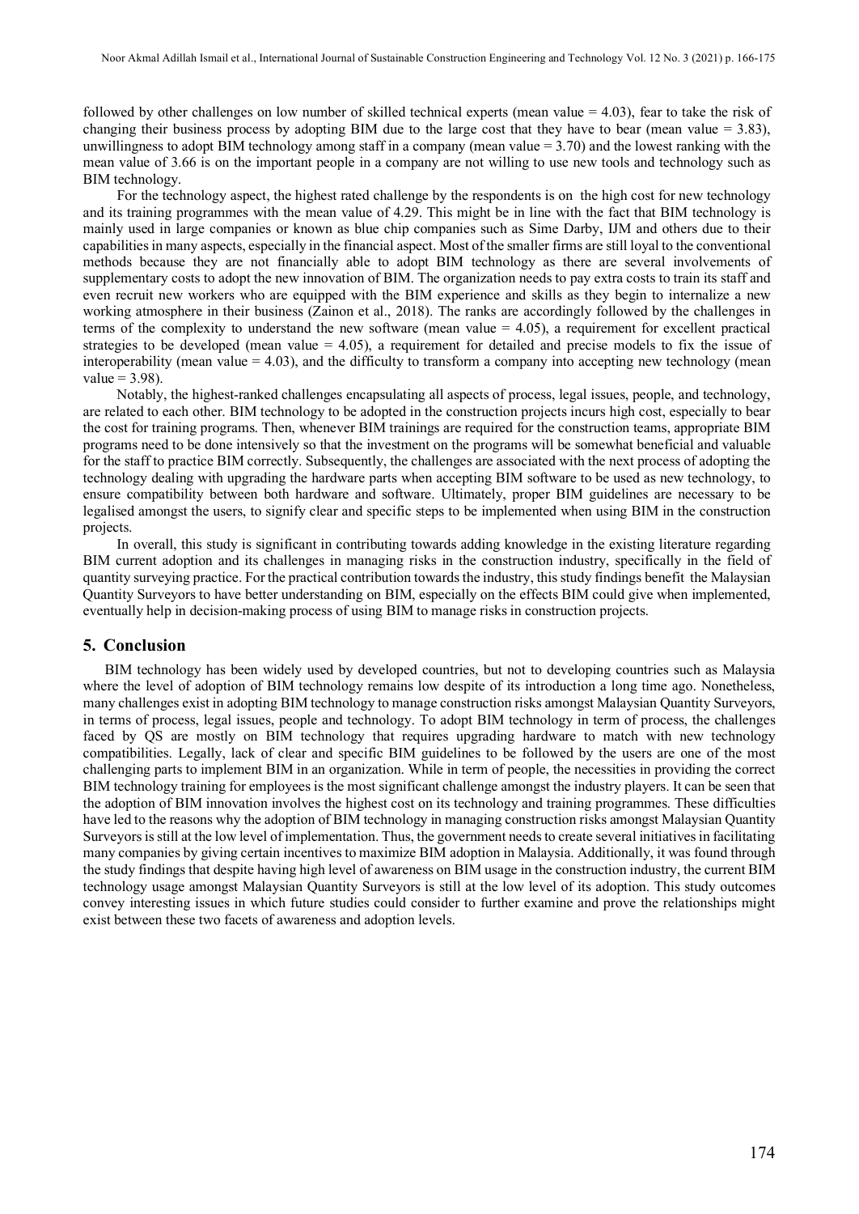followed by other challenges on low number of skilled technical experts (mean value = 4.03), fear to take the risk of changing their business process by adopting BIM due to the large cost that they have to bear (mean value = 3.83), unwillingness to adopt BIM technology among staff in a company (mean value = 3.70) and the lowest ranking with the mean value of 3.66 is on the important people in a company are not willing to use new tools and technology such as BIM technology.

For the technology aspect, the highest rated challenge by the respondents is on the high cost for new technology and its training programmes with the mean value of 4.29. This might be in line with the fact that BIM technology is mainly used in large companies or known as blue chip companies such as Sime Darby, IJM and others due to their capabilities in many aspects, especially in the financial aspect. Most of the smaller firms are still loyal to the conventional methods because they are not financially able to adopt BIM technology as there are several involvements of supplementary costs to adopt the new innovation of BIM. The organization needs to pay extra costs to train its staff and even recruit new workers who are equipped with the BIM experience and skills as they begin to internalize a new working atmosphere in their business (Zainon et al., 2018). The ranks are accordingly followed by the challenges in terms of the complexity to understand the new software (mean value = 4.05), a requirement for excellent practical strategies to be developed (mean value = 4.05), a requirement for detailed and precise models to fix the issue of interoperability (mean value = 4.03), and the difficulty to transform a company into accepting new technology (mean value = 3.98).

Notably, the highest-ranked challenges encapsulating all aspects of process, legal issues, people, and technology, are related to each other. BIM technology to be adopted in the construction projects incurs high cost, especially to bear the cost for training programs. Then, whenever BIM trainings are required for the construction teams, appropriate BIM programs need to be done intensively so that the investment on the programs will be somewhat beneficial and valuable for the staff to practice BIM correctly. Subsequently, the challenges are associated with the next process of adopting the technology dealing with upgrading the hardware parts when accepting BIM software to be used as new technology, to ensure compatibility between both hardware and software. Ultimately, proper BIM guidelines are necessary to be legalised amongst the users, to signify clear and specific steps to be implemented when using BIM in the construction projects.

In overall, this study is significant in contributing towards adding knowledge in the existing literature regarding BIM current adoption and its challenges in managing risks in the construction industry, specifically in the field of quantity surveying practice. For the practical contribution towards the industry, this study findings benefit the Malaysian Quantity Surveyors to have better understanding on BIM, especially on the effects BIM could give when implemented, eventually help in decision-making process of using BIM to manage risks in construction projects.

## 5. Conclusion

BIM technology has been widely used by developed countries, but not to developing countries such as Malaysia where the level of adoption of BIM technology remains low despite of its introduction a long time ago. Nonetheless, many challenges exist in adopting BIM technology to manage construction risks amongst Malaysian Quantity Surveyors, in terms of process, legal issues, people and technology. To adopt BIM technology in term of process, the challenges faced by QS are mostly on BIM technology that requires upgrading hardware to match with new technology compatibilities. Legally, lack of clear and specific BIM guidelines to be followed by the users are one of the most challenging parts to implement BIM in an organization. While in term of people, the necessities in providing the correct BIM technology training for employees is the most significant challenge amongst the industry players. It can be seen that the adoption of BIM innovation involves the highest cost on its technology and training programmes. These difficulties have led to the reasons why the adoption of BIM technology in managing construction risks amongst Malaysian Quantity Surveyors is still at the low level of implementation. Thus, the government needs to create several initiatives in facilitating many companies by giving certain incentives to maximize BIM adoption in Malaysia. Additionally, it was found through the study findings that despite having high level of awareness on BIM usage in the construction industry, the current BIM technology usage amongst Malaysian Quantity Surveyors is still at the low level of its adoption. This study outcomes convey interesting issues in which future studies could consider to further examine and prove the relationships might exist between these two facets of awareness and adoption levels.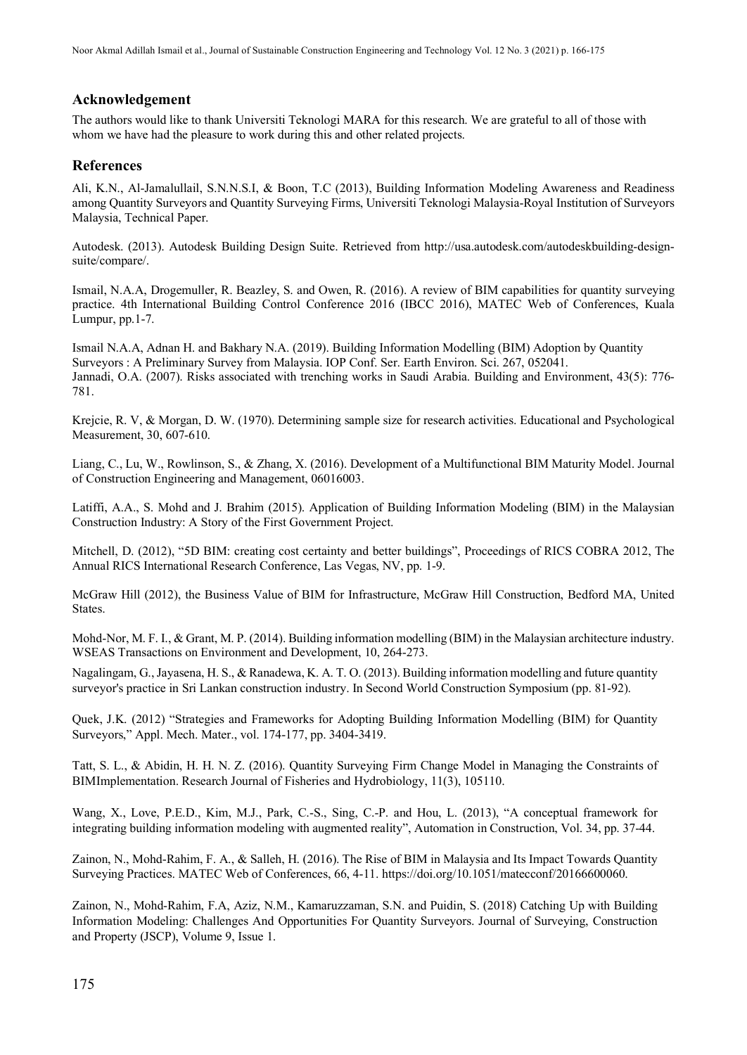## Acknowledgement

The authors would like to thank Universiti Teknologi MARA for this research. We are grateful to all of those with whom we have had the pleasure to work during this and other related projects.

## References

Ali, K.N., Al-Jamalullail, S.N.N.S.I, & Boon, T.C (2013), Building Information Modeling Awareness and Readiness among Quantity Surveyors and Quantity Surveying Firms, Universiti Teknologi Malaysia-Royal Institution of Surveyors Malaysia, Technical Paper.

Autodesk. (2013). Autodesk Building Design Suite. Retrieved from http://usa.autodesk.com/autodeskbuilding-design-suite/compare/.

Ismail, N.A.A, Drogemuller, R. Beazley, S. and Owen, R. (2016). A review of BIM capabilities for quantity surveying practice. 4th International Building Control Conference 2016 (IBCC 2016), MATEC Web of Conferences, Kuala Lumpur, pp.1-7.

Ismail N.A.A, Adnan H. and Bakhary N.A. (2019). Building Information Modelling (BIM) Adoption by Quantity Surveyors : A Preliminary Survey from Malaysia. IOP Conf. Ser. Earth Environ. Sci. 267, 052041.

Jannadi, O.A. (2007). Risks associated with trenching works in Saudi Arabia. Building and Environment, 43(5): 776-781.

Krejcie, R. V, & Morgan, D. W. (1970). Determining sample size for research activities. Educational and Psychological Measurement, 30, 607-610.

Liang, C., Lu, W., Rowlinson, S., & Zhang, X. (2016). Development of a Multifunctional BIM Maturity Model. Journal of Construction Engineering and Management, 06016003.

Latiffi, A.A., S. Mohd and J. Brahim (2015). Application of Building Information Modeling (BIM) in the Malaysian Construction Industry: A Story of the First Government Project.

Mitchell, D. (2012), "5D BIM: creating cost certainty and better buildings", Proceedings of RICS COBRA 2012, The Annual RICS International Research Conference, Las Vegas, NV, pp. 1-9.

McGraw Hill (2012), the Business Value of BIM for Infrastructure, McGraw Hill Construction, Bedford MA, United States.

Mohd-Nor, M. F. I., & Grant, M. P. (2014). Building information modelling (BIM) in the Malaysian architecture industry. WSEAS Transactions on Environment and Development, 10, 264-273.

Nagalingam, G., Jayasena, H. S., & Ranadewa, K. A. T. O. (2013). Building information modelling and future quantity surveyor's practice in Sri Lankan construction industry. In Second World Construction Symposium (pp. 81-92).

Quek, J.K. (2012) "Strategies and Frameworks for Adopting Building Information Modelling (BIM) for Quantity Surveyors," Appl. Mech. Mater., vol. 174-177, pp. 3404-3419.

Tatt, S. L., & Abidin, H. H. N. Z. (2016). Quantity Surveying Firm Change Model in Managing the Constraints of BIMImplementation. Research Journal of Fisheries and Hydrobiology, 11(3), 105110.

Wang, X., Love, P.E.D., Kim, M.J., Park, C.-S., Sing, C.-P. and Hou, L. (2013), "A conceptual framework for integrating building information modeling with augmented reality", Automation in Construction, Vol. 34, pp. 37-44.

Zainon, N., Mohd-Rahim, F. A., & Salleh, H. (2016). The Rise of BIM in Malaysia and Its Impact Towards Quantity Surveying Practices. MATEC Web of Conferences, 66, 4-11. https://doi.org/10.1051/matecconf/20166600060.

Zainon, N., Mohd-Rahim, F.A, Aziz, N.M., Kamaruzzaman, S.N. and Puidin, S. (2018) Catching Up with Building Information Modeling: Challenges And Opportunities For Quantity Surveyors. Journal of Surveying, Construction and Property (JSCP), Volume 9, Issue 1.